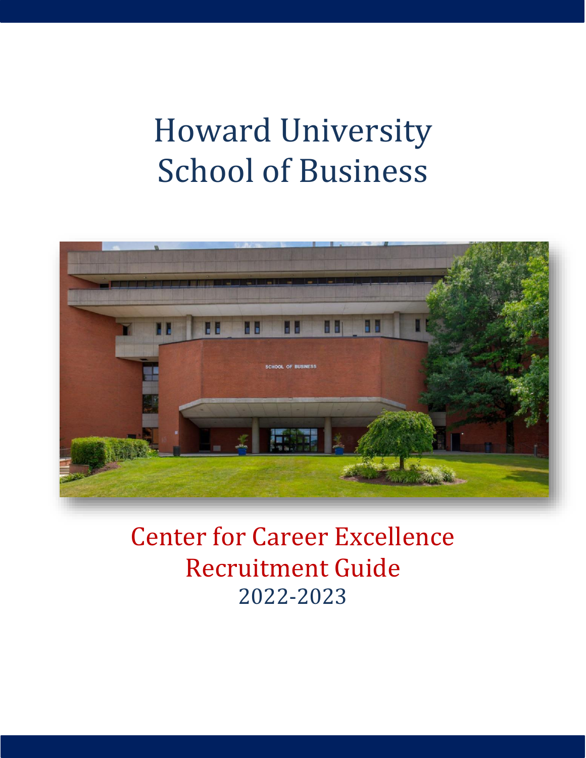# Howard University
# School of Business

## Center for Career Excellence
## Recruitment Guide
## 2022-2023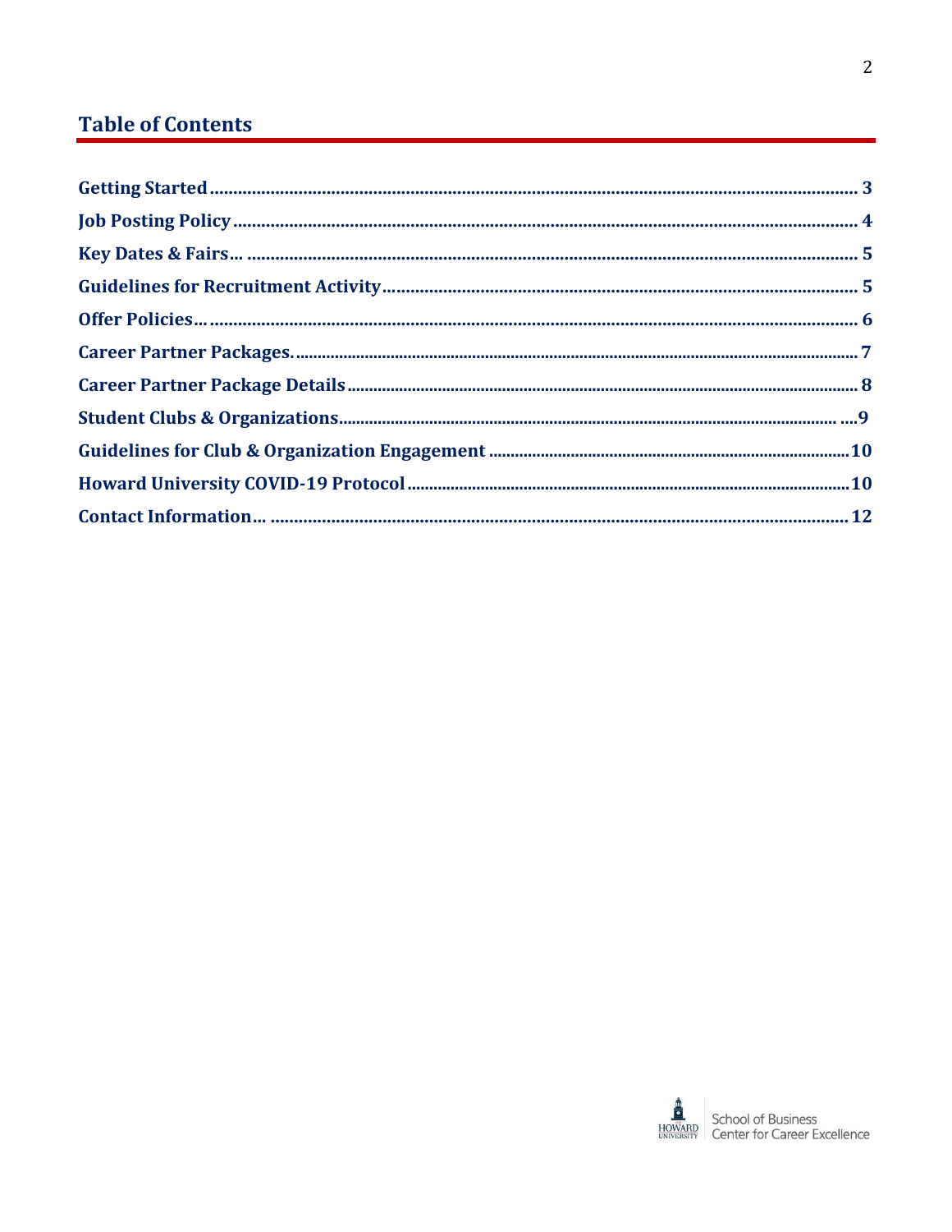## Table of Contents

| | |
|---|---|
| **Getting Started** | **3** |
| **Job Posting Policy** | **4** |
| **Key Dates & Fairs…** | **5** |
| **Guidelines for Recruitment Activity** | **5** |
| **Offer Policies…** | **6** |
| **Career Partner Packages.** | **7** |
| **Career Partner Package Details** | **8** |
| **Student Clubs & Organizations** | **9** |
| **Guidelines for Club & Organization Engagement** | **10** |
| **Howard University COVID-19 Protocol** | **10** |
| **Contact Information…** | **12** |

School of Business
Center for Career Excellence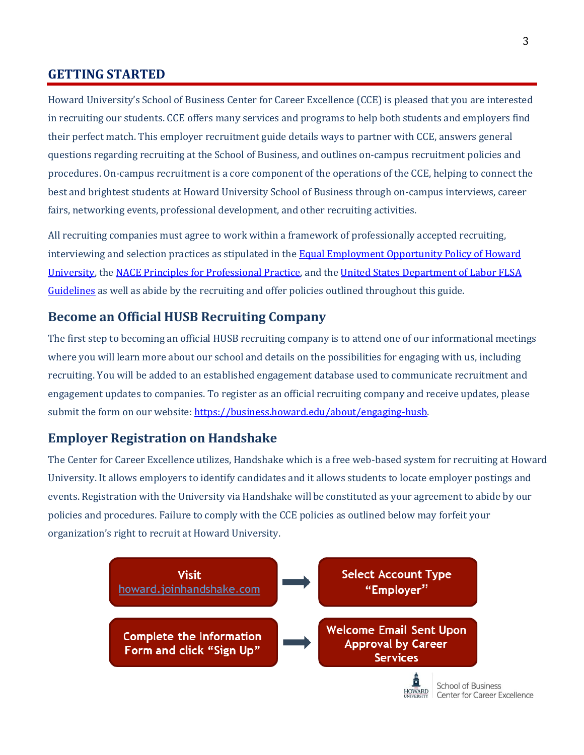## GETTING STARTED

Howard University's School of Business Center for Career Excellence (CCE) is pleased that you are interested in recruiting our students. CCE offers many services and programs to help both students and employers find their perfect match. This employer recruitment guide details ways to partner with CCE, answers general questions regarding recruiting at the School of Business, and outlines on-campus recruitment policies and procedures. On-campus recruitment is a core component of the operations of the CCE, helping to connect the best and brightest students at Howard University School of Business through on-campus interviews, career fairs, networking events, professional development, and other recruiting activities.

All recruiting companies must agree to work within a framework of professionally accepted recruiting, interviewing and selection practices as stipulated in the Equal Employment Opportunity Policy of Howard University, the NACE Principles for Professional Practice, and the United States Department of Labor FLSA Guidelines as well as abide by the recruiting and offer policies outlined throughout this guide.

### Become an Official HUSB Recruiting Company

The first step to becoming an official HUSB recruiting company is to attend one of our informational meetings where you will learn more about our school and details on the possibilities for engaging with us, including recruiting. You will be added to an established engagement database used to communicate recruitment and engagement updates to companies. To register as an official recruiting company and receive updates, please submit the form on our website: https://business.howard.edu/about/engaging-husb.

### Employer Registration on Handshake

The Center for Career Excellence utilizes, Handshake which is a free web-based system for recruiting at Howard University. It allows employers to identify candidates and it allows students to locate employer postings and events. Registration with the University via Handshake will be constituted as your agreement to abide by our policies and procedures. Failure to comply with the CCE policies as outlined below may forfeit your organization's right to recruit at Howard University.

1. Visit howard.joinhandshake.com
2. Select Account Type "Employer"
3. Complete the Information Form and click "Sign Up"
4. Welcome Email Sent Upon Approval by Career Services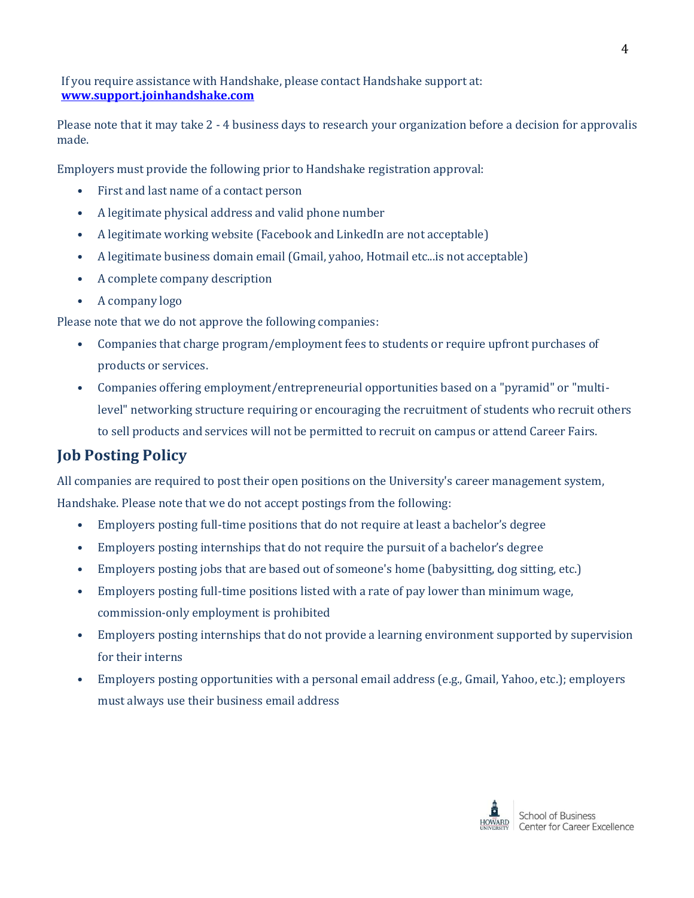If you require assistance with Handshake, please contact Handshake support at:
**[www.support.joinhandshake.com](http://www.support.joinhandshake.com)**

Please note that it may take 2 - 4 business days to research your organization before a decision for approvalis made.

Employers must provide the following prior to Handshake registration approval:

- First and last name of a contact person
- A legitimate physical address and valid phone number
- A legitimate working website (Facebook and LinkedIn are not acceptable)
- A legitimate business domain email (Gmail, yahoo, Hotmail etc...is not acceptable)
- A complete company description
- A company logo

Please note that we do not approve the following companies:

- Companies that charge program/employment fees to students or require upfront purchases of products or services.
- Companies offering employment/entrepreneurial opportunities based on a "pyramid" or "multi-level" networking structure requiring or encouraging the recruitment of students who recruit others to sell products and services will not be permitted to recruit on campus or attend Career Fairs.

## Job Posting Policy

All companies are required to post their open positions on the University's career management system, Handshake. Please note that we do not accept postings from the following:

- Employers posting full-time positions that do not require at least a bachelor's degree
- Employers posting internships that do not require the pursuit of a bachelor's degree
- Employers posting jobs that are based out of someone's home (babysitting, dog sitting, etc.)
- Employers posting full-time positions listed with a rate of pay lower than minimum wage, commission-only employment is prohibited
- Employers posting internships that do not provide a learning environment supported by supervision for their interns
- Employers posting opportunities with a personal email address (e.g., Gmail, Yahoo, etc.); employers must always use their business email address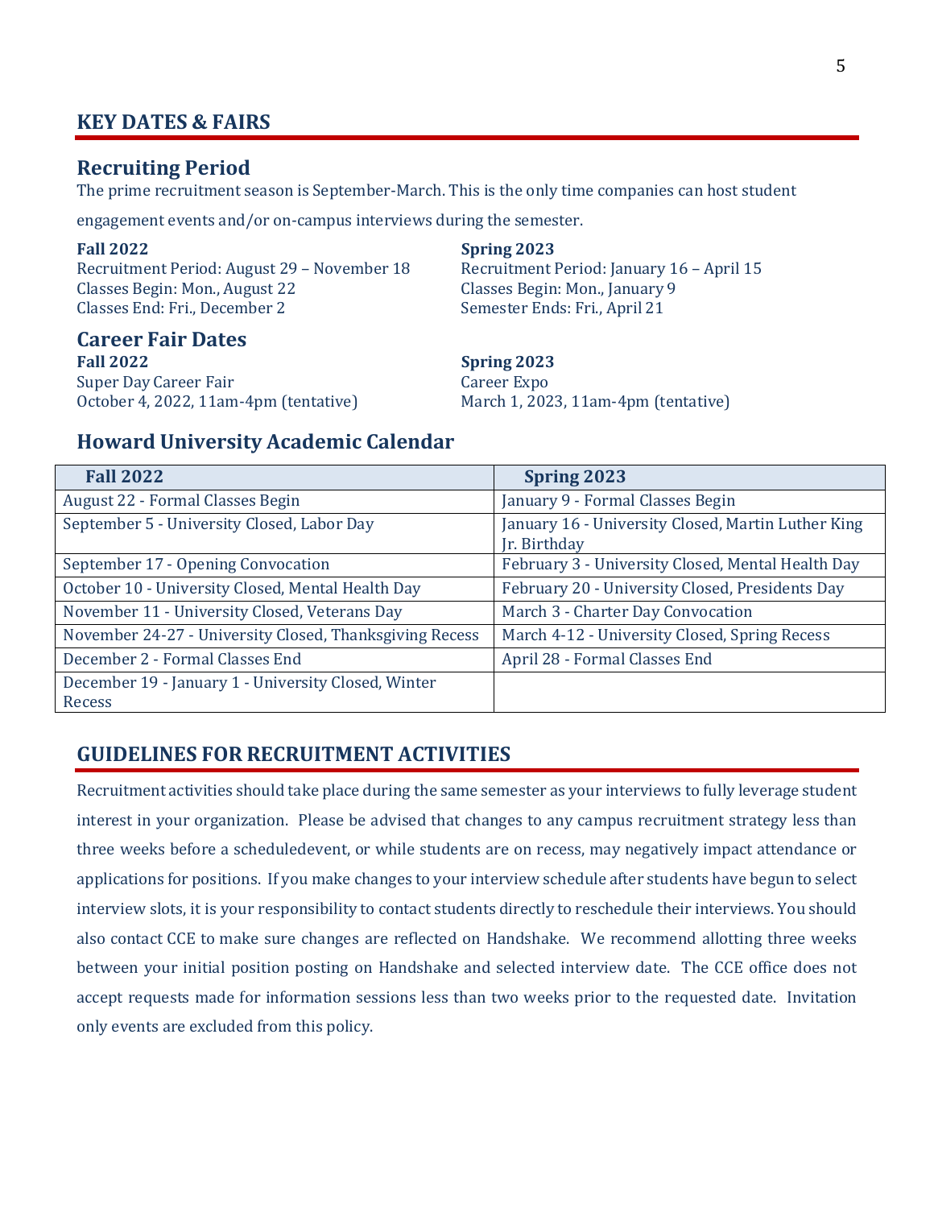## KEY DATES & FAIRS

### Recruiting Period

The prime recruitment season is September-March. This is the only time companies can host student engagement events and/or on-campus interviews during the semester.

**Fall 2022**
Recruitment Period: August 29 – November 18
Classes Begin: Mon., August 22
Classes End: Fri., December 2

**Spring 2023**
Recruitment Period: January 16 – April 15
Classes Begin: Mon., January 9
Semester Ends: Fri., April 21

### Career Fair Dates

**Fall 2022**
Super Day Career Fair
October 4, 2022, 11am-4pm (tentative)

**Spring 2023**
Career Expo
March 1, 2023, 11am-4pm (tentative)

### Howard University Academic Calendar

| Fall 2022 | Spring 2023 |
|---|---|
| August 22 - Formal Classes Begin | January 9 - Formal Classes Begin |
| September 5 - University Closed, Labor Day | January 16 - University Closed, Martin Luther King Jr. Birthday |
| September 17 - Opening Convocation | February 3 - University Closed, Mental Health Day |
| October 10 - University Closed, Mental Health Day | February 20 - University Closed, Presidents Day |
| November 11 - University Closed, Veterans Day | March 3 - Charter Day Convocation |
| November 24-27 - University Closed, Thanksgiving Recess | March 4-12 - University Closed, Spring Recess |
| December 2 - Formal Classes End | April 28 - Formal Classes End |
| December 19 - January 1 - University Closed, Winter Recess | |

## GUIDELINES FOR RECRUITMENT ACTIVITIES

Recruitment activities should take place during the same semester as your interviews to fully leverage student interest in your organization. Please be advised that changes to any campus recruitment strategy less than three weeks before a scheduledevent, or while students are on recess, may negatively impact attendance or applications for positions. If you make changes to your interview schedule after students have begun to select interview slots, it is your responsibility to contact students directly to reschedule their interviews. You should also contact CCE to make sure changes are reflected on Handshake. We recommend allotting three weeks between your initial position posting on Handshake and selected interview date. The CCE office does not accept requests made for information sessions less than two weeks prior to the requested date. Invitation only events are excluded from this policy.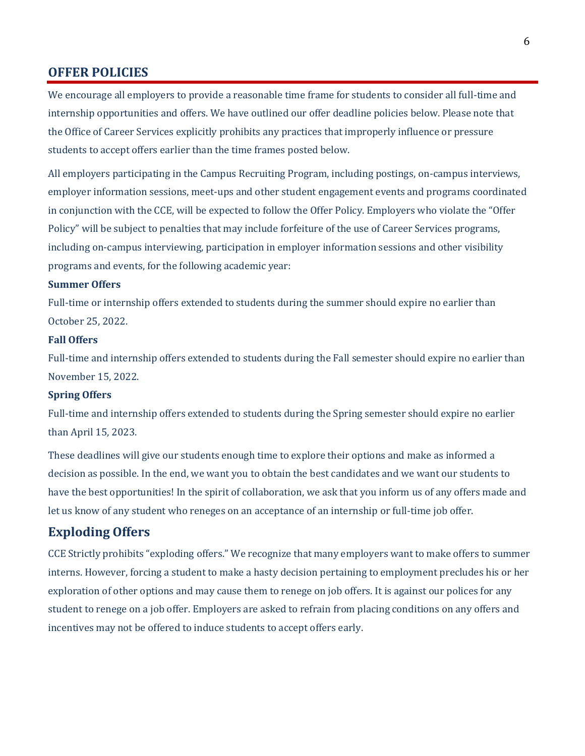## OFFER POLICIES

We encourage all employers to provide a reasonable time frame for students to consider all full-time and internship opportunities and offers. We have outlined our offer deadline policies below. Please note that the Office of Career Services explicitly prohibits any practices that improperly influence or pressure students to accept offers earlier than the time frames posted below.

All employers participating in the Campus Recruiting Program, including postings, on-campus interviews, employer information sessions, meet-ups and other student engagement events and programs coordinated in conjunction with the CCE, will be expected to follow the Offer Policy. Employers who violate the "Offer Policy" will be subject to penalties that may include forfeiture of the use of Career Services programs, including on-campus interviewing, participation in employer information sessions and other visibility programs and events, for the following academic year:

**Summer Offers**

Full-time or internship offers extended to students during the summer should expire no earlier than October 25, 2022.

**Fall Offers**

Full-time and internship offers extended to students during the Fall semester should expire no earlier than November 15, 2022.

**Spring Offers**

Full-time and internship offers extended to students during the Spring semester should expire no earlier than April 15, 2023.

These deadlines will give our students enough time to explore their options and make as informed a decision as possible. In the end, we want you to obtain the best candidates and we want our students to have the best opportunities! In the spirit of collaboration, we ask that you inform us of any offers made and let us know of any student who reneges on an acceptance of an internship or full-time job offer.

## Exploding Offers

CCE Strictly prohibits "exploding offers." We recognize that many employers want to make offers to summer interns. However, forcing a student to make a hasty decision pertaining to employment precludes his or her exploration of other options and may cause them to renege on job offers. It is against our polices for any student to renege on a job offer. Employers are asked to refrain from placing conditions on any offers and incentives may not be offered to induce students to accept offers early.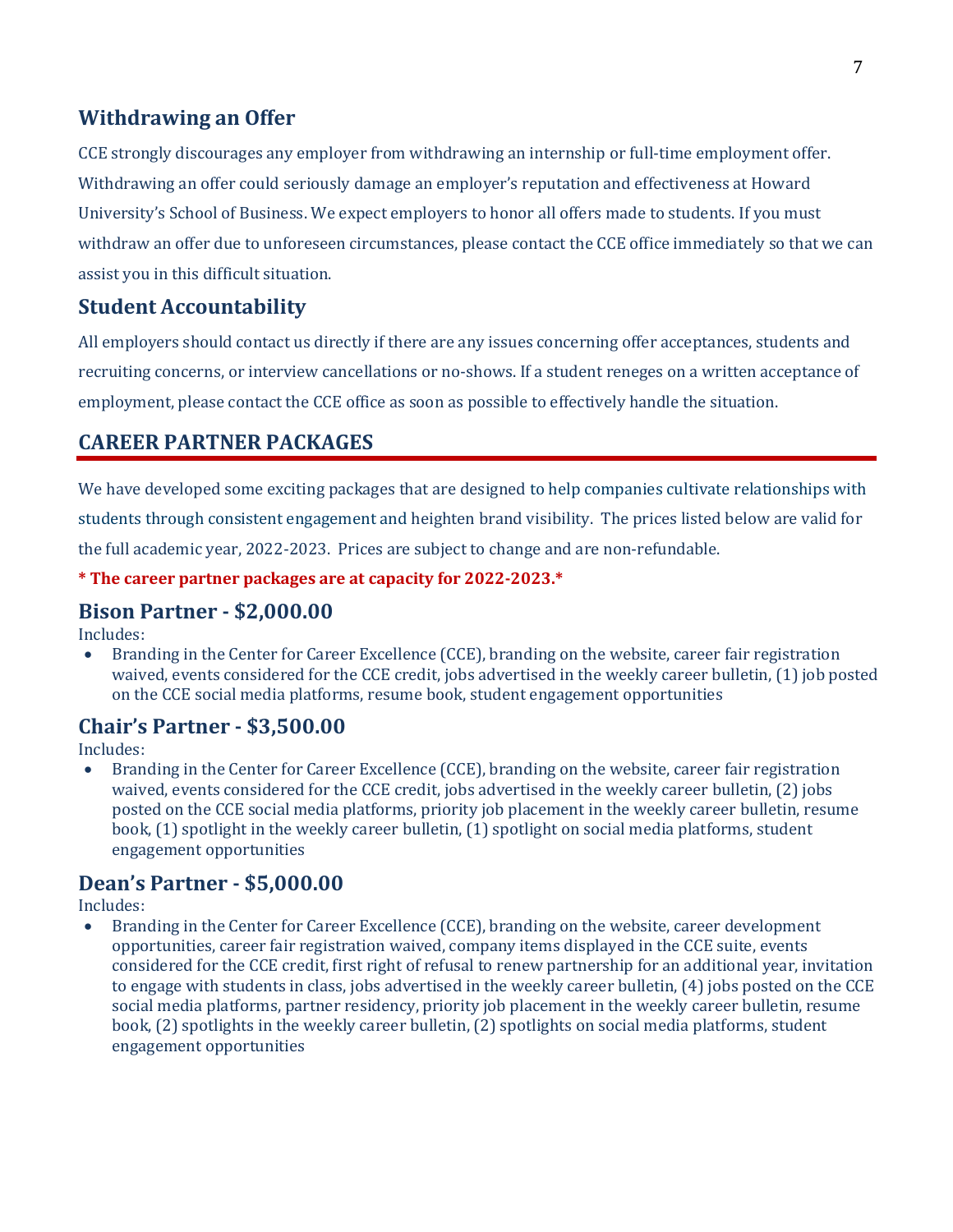## Withdrawing an Offer

CCE strongly discourages any employer from withdrawing an internship or full-time employment offer. Withdrawing an offer could seriously damage an employer's reputation and effectiveness at Howard University's School of Business. We expect employers to honor all offers made to students. If you must withdraw an offer due to unforeseen circumstances, please contact the CCE office immediately so that we can assist you in this difficult situation.

## Student Accountability

All employers should contact us directly if there are any issues concerning offer acceptances, students and recruiting concerns, or interview cancellations or no-shows. If a student reneges on a written acceptance of employment, please contact the CCE office as soon as possible to effectively handle the situation.

# CAREER PARTNER PACKAGES

We have developed some exciting packages that are designed to help companies cultivate relationships with students through consistent engagement and heighten brand visibility. The prices listed below are valid for the full academic year, 2022-2023. Prices are subject to change and are non-refundable.

**\* The career partner packages are at capacity for 2022-2023.\***

## Bison Partner - $2,000.00

Includes:

- Branding in the Center for Career Excellence (CCE), branding on the website, career fair registration waived, events considered for the CCE credit, jobs advertised in the weekly career bulletin, (1) job posted on the CCE social media platforms, resume book, student engagement opportunities

## Chair's Partner - $3,500.00

Includes:

- Branding in the Center for Career Excellence (CCE), branding on the website, career fair registration waived, events considered for the CCE credit, jobs advertised in the weekly career bulletin, (2) jobs posted on the CCE social media platforms, priority job placement in the weekly career bulletin, resume book, (1) spotlight in the weekly career bulletin, (1) spotlight on social media platforms, student engagement opportunities

## Dean's Partner - $5,000.00

Includes:

- Branding in the Center for Career Excellence (CCE), branding on the website, career development opportunities, career fair registration waived, company items displayed in the CCE suite, events considered for the CCE credit, first right of refusal to renew partnership for an additional year, invitation to engage with students in class, jobs advertised in the weekly career bulletin, (4) jobs posted on the CCE social media platforms, partner residency, priority job placement in the weekly career bulletin, resume book, (2) spotlights in the weekly career bulletin, (2) spotlights on social media platforms, student engagement opportunities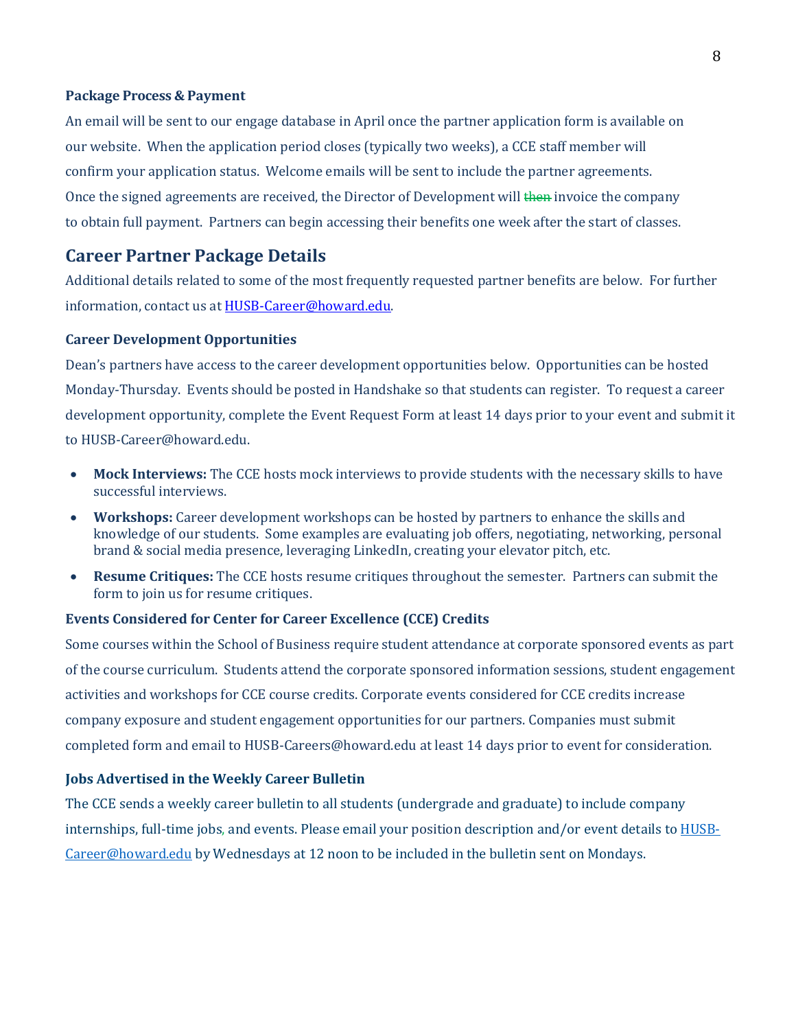### Package Process & Payment

An email will be sent to our engage database in April once the partner application form is available on our website. When the application period closes (typically two weeks), a CCE staff member will confirm your application status. Welcome emails will be sent to include the partner agreements. Once the signed agreements are received, the Director of Development will ~~then~~ invoice the company to obtain full payment. Partners can begin accessing their benefits one week after the start of classes.

## Career Partner Package Details

Additional details related to some of the most frequently requested partner benefits are below. For further information, contact us at [HUSB-Career@howard.edu](mailto:HUSB-Career@howard.edu).

### Career Development Opportunities

Dean's partners have access to the career development opportunities below. Opportunities can be hosted Monday-Thursday. Events should be posted in Handshake so that students can register. To request a career development opportunity, complete the Event Request Form at least 14 days prior to your event and submit it to HUSB-Career@howard.edu.

- **Mock Interviews:** The CCE hosts mock interviews to provide students with the necessary skills to have successful interviews.
- **Workshops:** Career development workshops can be hosted by partners to enhance the skills and knowledge of our students. Some examples are evaluating job offers, negotiating, networking, personal brand & social media presence, leveraging LinkedIn, creating your elevator pitch, etc.
- **Resume Critiques:** The CCE hosts resume critiques throughout the semester. Partners can submit the form to join us for resume critiques.

### Events Considered for Center for Career Excellence (CCE) Credits

Some courses within the School of Business require student attendance at corporate sponsored events as part of the course curriculum. Students attend the corporate sponsored information sessions, student engagement activities and workshops for CCE course credits. Corporate events considered for CCE credits increase company exposure and student engagement opportunities for our partners. Companies must submit completed form and email to HUSB-Careers@howard.edu at least 14 days prior to event for consideration.

### Jobs Advertised in the Weekly Career Bulletin

The CCE sends a weekly career bulletin to all students (undergrade and graduate) to include company internships, full-time jobs, and events. Please email your position description and/or event details to [HUSB-Career@howard.edu](mailto:HUSB-Career@howard.edu) by Wednesdays at 12 noon to be included in the bulletin sent on Mondays.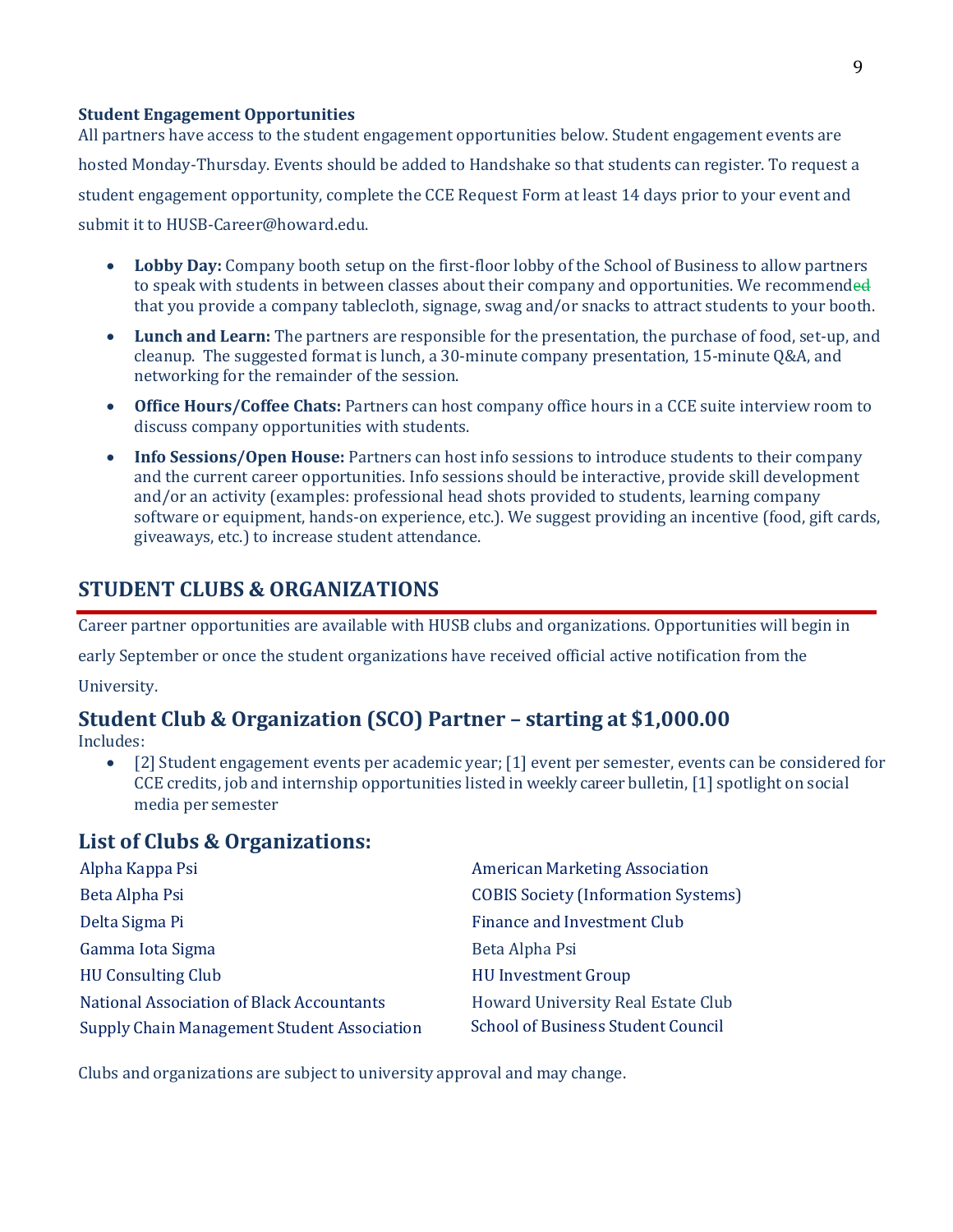**Student Engagement Opportunities**

All partners have access to the student engagement opportunities below. Student engagement events are hosted Monday-Thursday. Events should be added to Handshake so that students can register. To request a student engagement opportunity, complete the CCE Request Form at least 14 days prior to your event and submit it to HUSB-Career@howard.edu.

- **Lobby Day:** Company booth setup on the first-floor lobby of the School of Business to allow partners to speak with students in between classes about their company and opportunities. We recommend that you provide a company tablecloth, signage, swag and/or snacks to attract students to your booth.
- **Lunch and Learn:** The partners are responsible for the presentation, the purchase of food, set-up, and cleanup. The suggested format is lunch, a 30-minute company presentation, 15-minute Q&A, and networking for the remainder of the session.
- **Office Hours/Coffee Chats:** Partners can host company office hours in a CCE suite interview room to discuss company opportunities with students.
- **Info Sessions/Open House:** Partners can host info sessions to introduce students to their company and the current career opportunities. Info sessions should be interactive, provide skill development and/or an activity (examples: professional head shots provided to students, learning company software or equipment, hands-on experience, etc.). We suggest providing an incentive (food, gift cards, giveaways, etc.) to increase student attendance.

## STUDENT CLUBS & ORGANIZATIONS

Career partner opportunities are available with HUSB clubs and organizations. Opportunities will begin in early September or once the student organizations have received official active notification from the University.

### Student Club & Organization (SCO) Partner – starting at $1,000.00

Includes:

- [2] Student engagement events per academic year; [1] event per semester, events can be considered for CCE credits, job and internship opportunities listed in weekly career bulletin, [1] spotlight on social media per semester

### List of Clubs & Organizations:

Alpha Kappa Psi
Beta Alpha Psi
Delta Sigma Pi
Gamma Iota Sigma
HU Consulting Club
National Association of Black Accountants
Supply Chain Management Student Association
American Marketing Association
COBIS Society (Information Systems)
Finance and Investment Club
Beta Alpha Psi
HU Investment Group
Howard University Real Estate Club
School of Business Student Council

Clubs and organizations are subject to university approval and may change.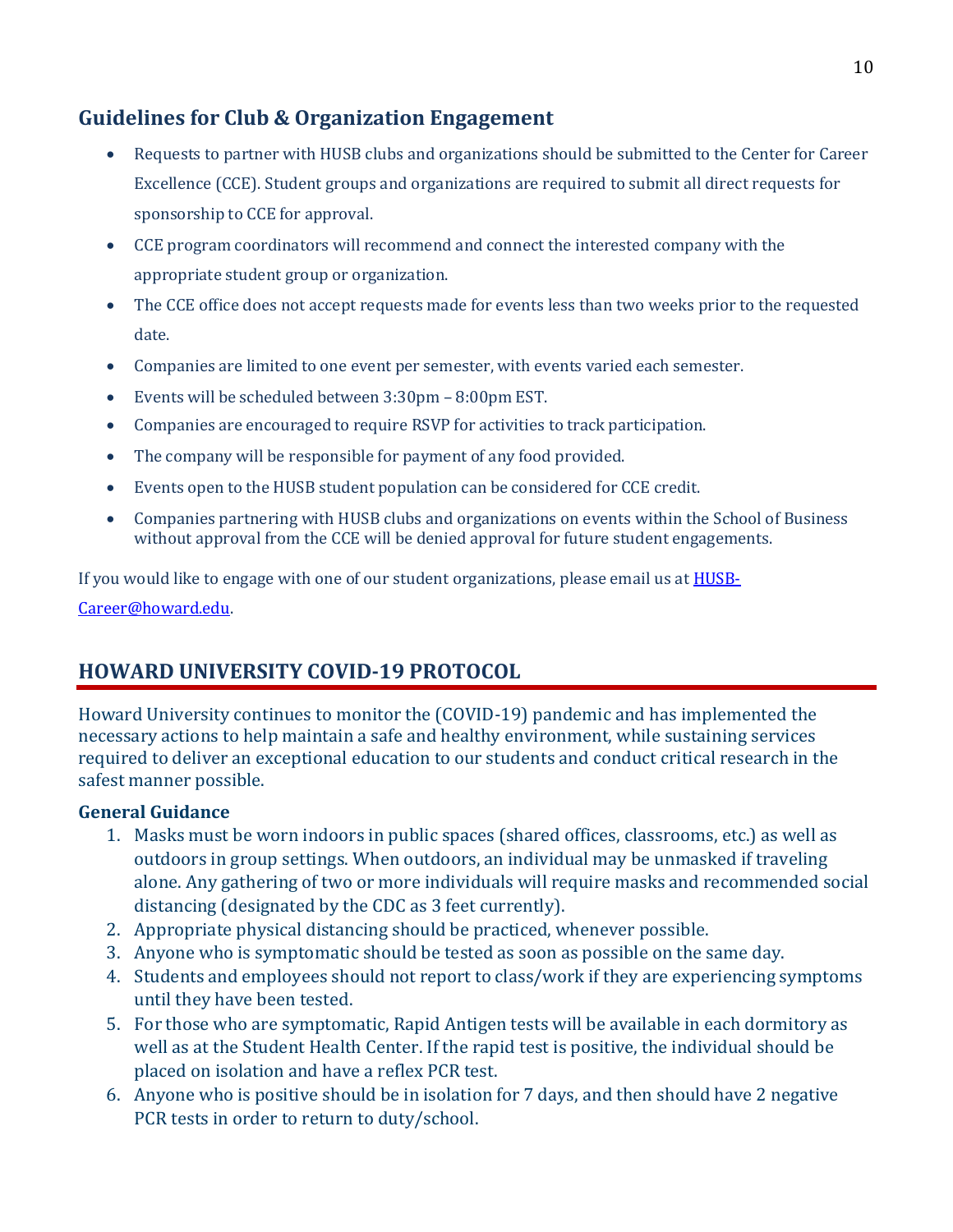## Guidelines for Club & Organization Engagement

- Requests to partner with HUSB clubs and organizations should be submitted to the Center for Career Excellence (CCE). Student groups and organizations are required to submit all direct requests for sponsorship to CCE for approval.
- CCE program coordinators will recommend and connect the interested company with the appropriate student group or organization.
- The CCE office does not accept requests made for events less than two weeks prior to the requested date.
- Companies are limited to one event per semester, with events varied each semester.
- Events will be scheduled between 3:30pm – 8:00pm EST.
- Companies are encouraged to require RSVP for activities to track participation.
- The company will be responsible for payment of any food provided.
- Events open to the HUSB student population can be considered for CCE credit.
- Companies partnering with HUSB clubs and organizations on events within the School of Business without approval from the CCE will be denied approval for future student engagements.

If you would like to engage with one of our student organizations, please email us at [HUSB-Career@howard.edu](mailto:HUSB-Career@howard.edu).

## HOWARD UNIVERSITY COVID-19 PROTOCOL

Howard University continues to monitor the (COVID-19) pandemic and has implemented the necessary actions to help maintain a safe and healthy environment, while sustaining services required to deliver an exceptional education to our students and conduct critical research in the safest manner possible.

### General Guidance

1. Masks must be worn indoors in public spaces (shared offices, classrooms, etc.) as well as outdoors in group settings. When outdoors, an individual may be unmasked if traveling alone. Any gathering of two or more individuals will require masks and recommended social distancing (designated by the CDC as 3 feet currently).
2. Appropriate physical distancing should be practiced, whenever possible.
3. Anyone who is symptomatic should be tested as soon as possible on the same day.
4. Students and employees should not report to class/work if they are experiencing symptoms until they have been tested.
5. For those who are symptomatic, Rapid Antigen tests will be available in each dormitory as well as at the Student Health Center. If the rapid test is positive, the individual should be placed on isolation and have a reflex PCR test.
6. Anyone who is positive should be in isolation for 7 days, and then should have 2 negative PCR tests in order to return to duty/school.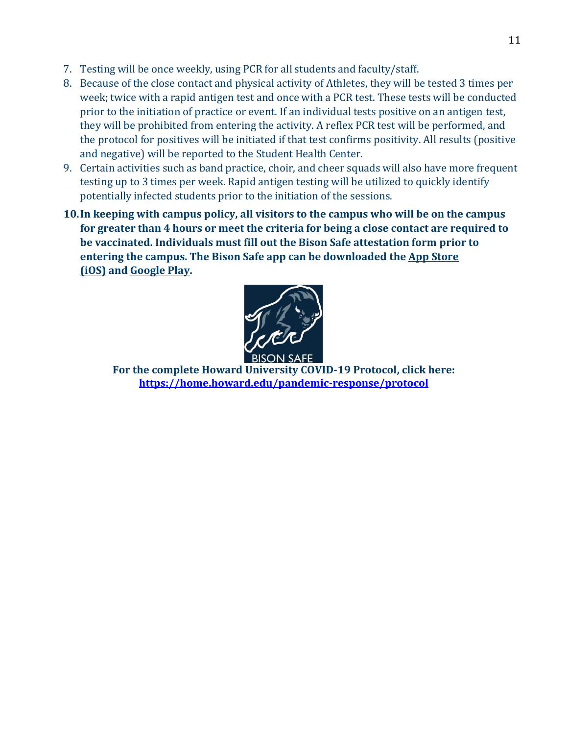7. Testing will be once weekly, using PCR for all students and faculty/staff.
8. Because of the close contact and physical activity of Athletes, they will be tested 3 times per week; twice with a rapid antigen test and once with a PCR test. These tests will be conducted prior to the initiation of practice or event. If an individual tests positive on an antigen test, they will be prohibited from entering the activity. A reflex PCR test will be performed, and the protocol for positives will be initiated if that test confirms positivity. All results (positive and negative) will be reported to the Student Health Center.
9. Certain activities such as band practice, choir, and cheer squads will also have more frequent testing up to 3 times per week. Rapid antigen testing will be utilized to quickly identify potentially infected students prior to the initiation of the sessions.
10. **In keeping with campus policy, all visitors to the campus who will be on the campus for greater than 4 hours or meet the criteria for being a close contact are required to be vaccinated. Individuals must fill out the Bison Safe attestation form prior to entering the campus. The Bison Safe app can be downloaded the App Store (iOS) and Google Play.**

BISON SAFE

**For the complete Howard University COVID-19 Protocol, click here: https://home.howard.edu/pandemic-response/protocol**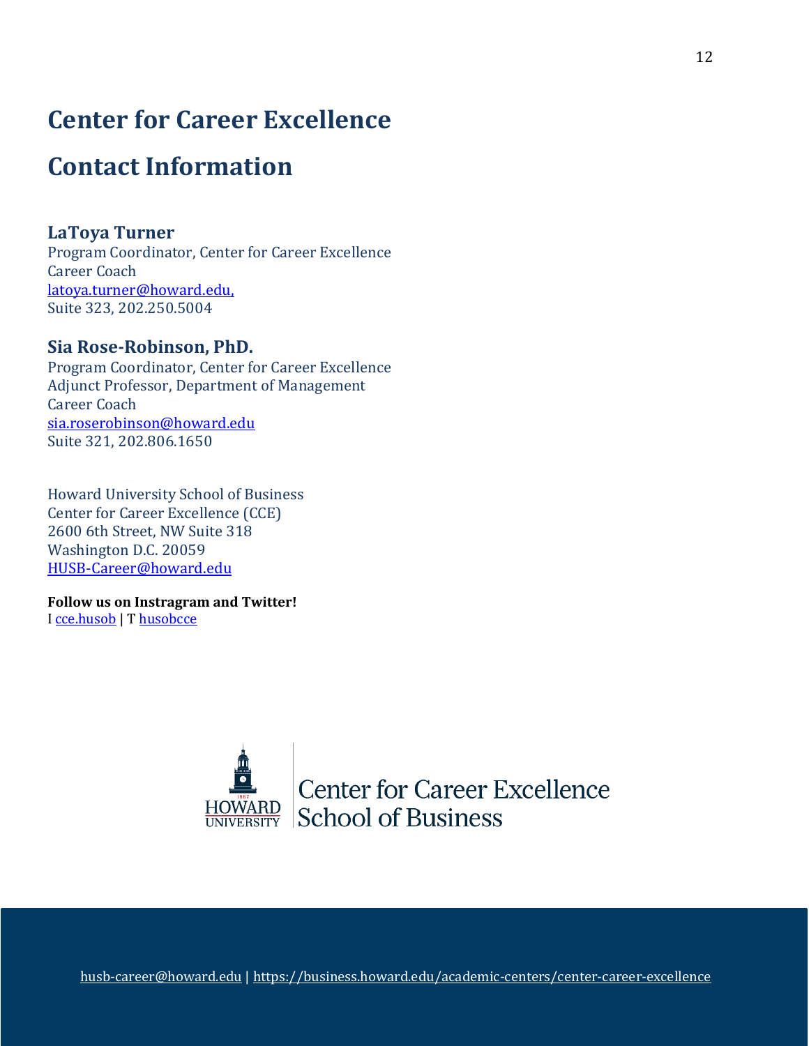# Center for Career Excellence

# Contact Information

### LaToya Turner

Program Coordinator, Center for Career Excellence
Career Coach
latoya.turner@howard.edu,
Suite 323, 202.250.5004

### Sia Rose-Robinson, PhD.

Program Coordinator, Center for Career Excellence
Adjunct Professor, Department of Management
Career Coach
sia.roserobinson@howard.edu
Suite 321, 202.806.1650

Howard University School of Business
Center for Career Excellence (CCE)
2600 6th Street, NW Suite 318
Washington D.C. 20059
HUSB-Career@howard.edu

**Follow us on Instragram and Twitter!**
I cce.husob | T husobcce

HOWARD UNIVERSITY | Center for Career Excellence School of Business

husb-career@howard.edu | https://business.howard.edu/academic-centers/center-career-excellence